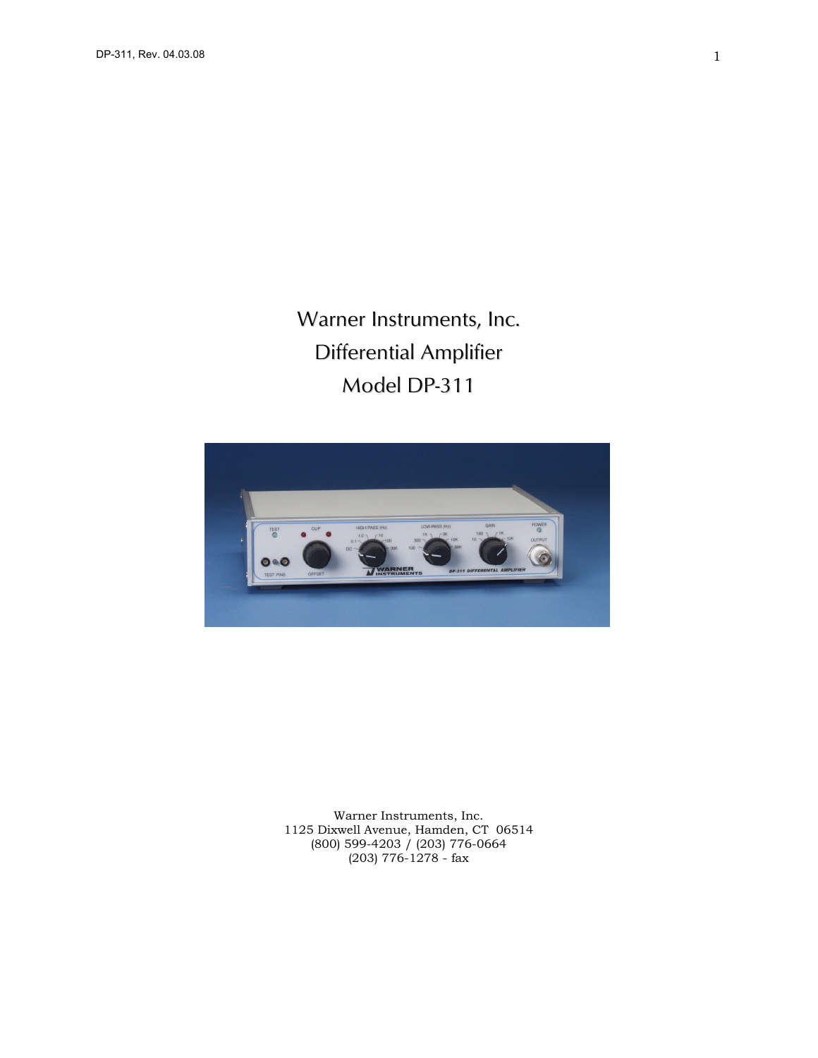# Warner Instruments, Inc.
# Differential Amplifier
# Model DP-311

Warner Instruments, Inc.
1125 Dixwell Avenue, Hamden, CT 06514
(800) 599-4203 / (203) 776-0664
(203) 776-1278 - fax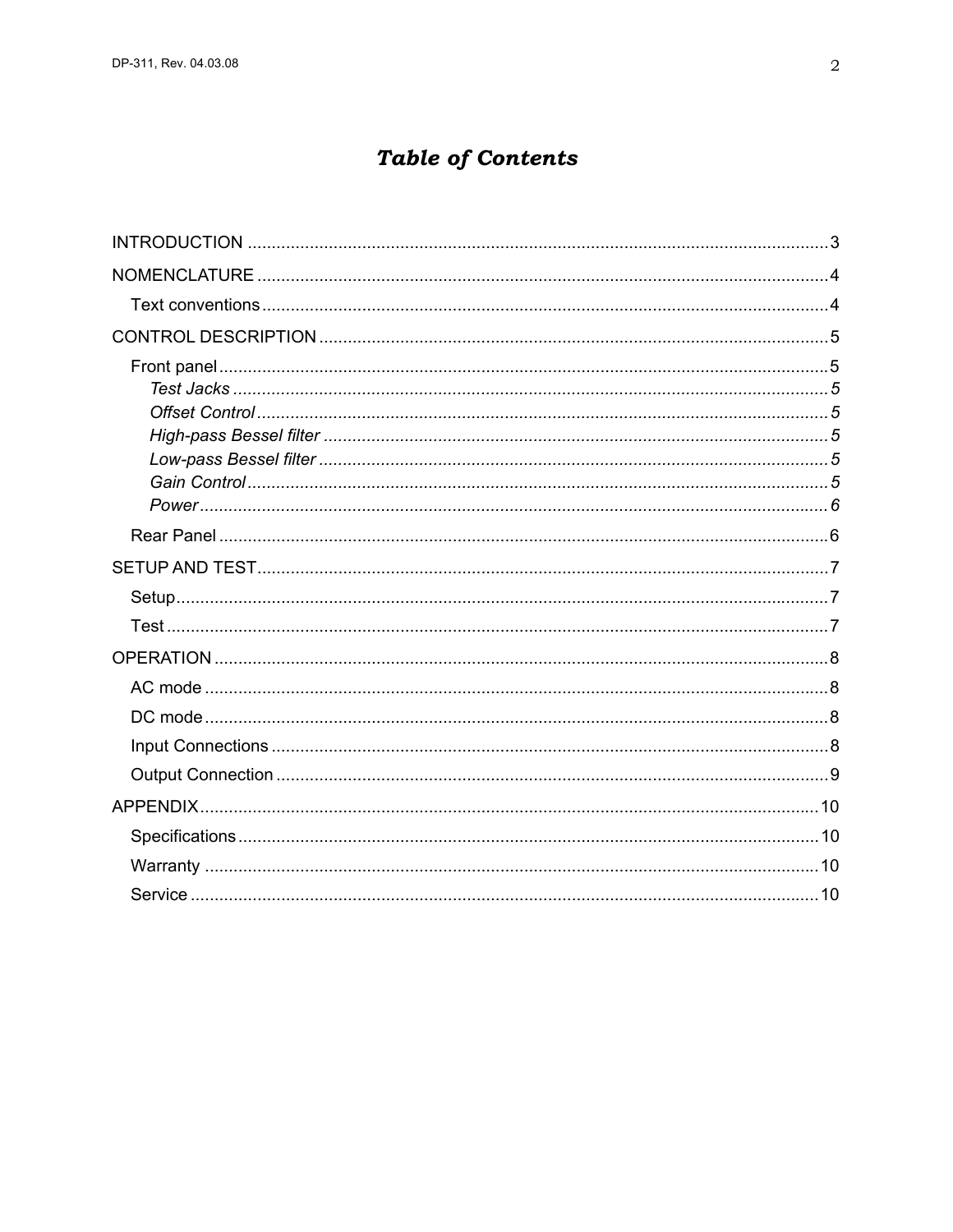# *Table of Contents*

INTRODUCTION ........................................................................................................................3

NOMENCLATURE ......................................................................................................................4

- Text conventions ......................................................................................................................4

CONTROL DESCRIPTION ..........................................................................................................5

- Front panel ...............................................................................................................................5
  - *Test Jacks* ............................................................................................................................*5*
  - *Offset Control* ......................................................................................................................*5*
  - *High-pass Bessel filter* ........................................................................................................*5*
  - *Low-pass Bessel filter* ..........................................................................................................*5*
  - *Gain Control* ........................................................................................................................*5*
  - *Power* ...................................................................................................................................*6*
- Rear Panel ...............................................................................................................................6

SETUP AND TEST .......................................................................................................................7

- Setup ........................................................................................................................................7
- Test ..........................................................................................................................................7

OPERATION ................................................................................................................................8

- AC mode ..................................................................................................................................8
- DC mode ..................................................................................................................................8
- Input Connections ....................................................................................................................8
- Output Connection ...................................................................................................................9

APPENDIX .................................................................................................................................10

- Specifications .........................................................................................................................10
- Warranty .................................................................................................................................10
- Service ...................................................................................................................................10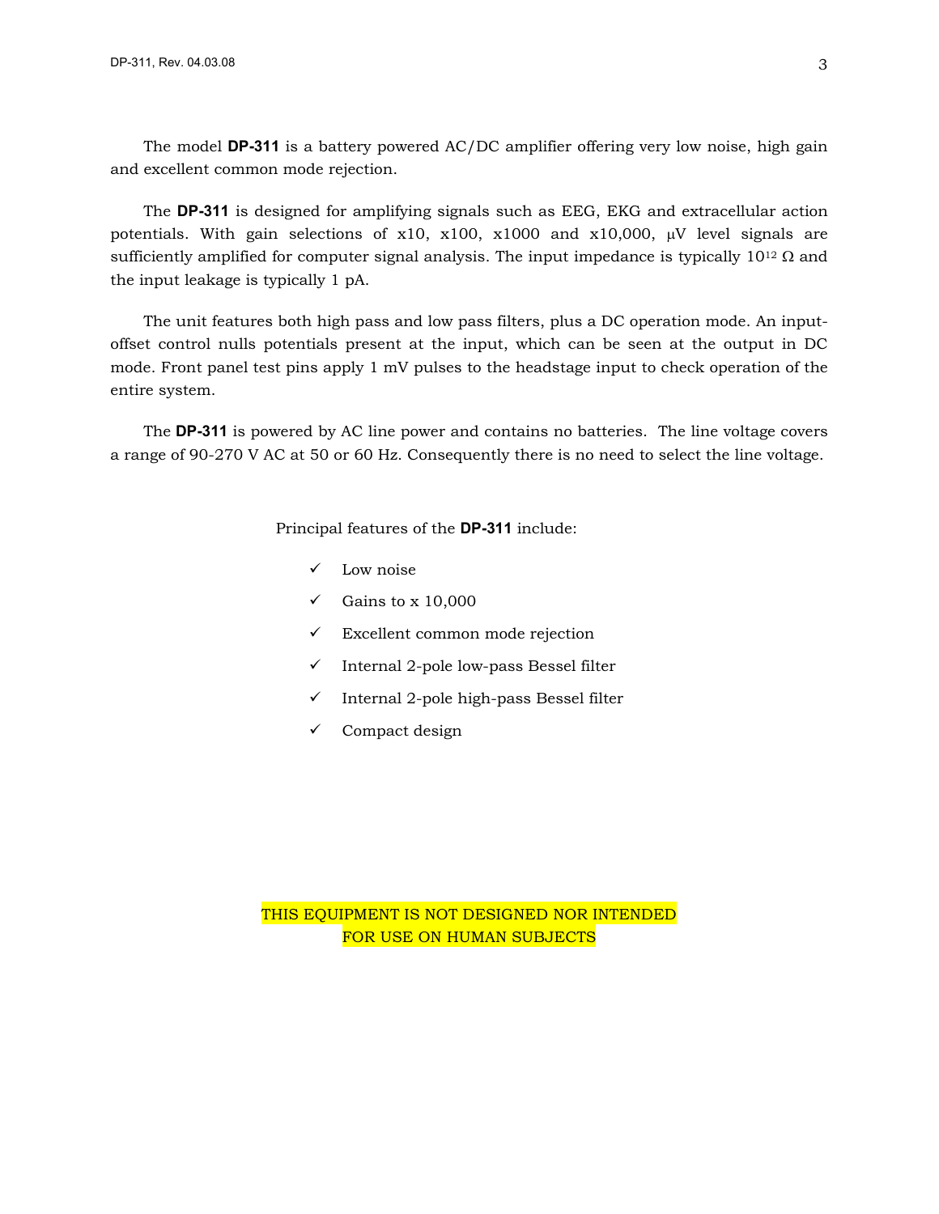The model **DP-311** is a battery powered AC/DC amplifier offering very low noise, high gain and excellent common mode rejection.

The **DP-311** is designed for amplifying signals such as EEG, EKG and extracellular action potentials. With gain selections of x10, x100, x1000 and x10,000, μV level signals are sufficiently amplified for computer signal analysis. The input impedance is typically $10^{12}$ Ω and the input leakage is typically 1 pA.

The unit features both high pass and low pass filters, plus a DC operation mode. An input-offset control nulls potentials present at the input, which can be seen at the output in DC mode. Front panel test pins apply 1 mV pulses to the headstage input to check operation of the entire system.

The **DP-311** is powered by AC line power and contains no batteries. The line voltage covers a range of 90-270 V AC at 50 or 60 Hz. Consequently there is no need to select the line voltage.

Principal features of the **DP-311** include:

- ✓ Low noise
- ✓ Gains to x 10,000
- ✓ Excellent common mode rejection
- ✓ Internal 2-pole low-pass Bessel filter
- ✓ Internal 2-pole high-pass Bessel filter
- ✓ Compact design

THIS EQUIPMENT IS NOT DESIGNED NOR INTENDED FOR USE ON HUMAN SUBJECTS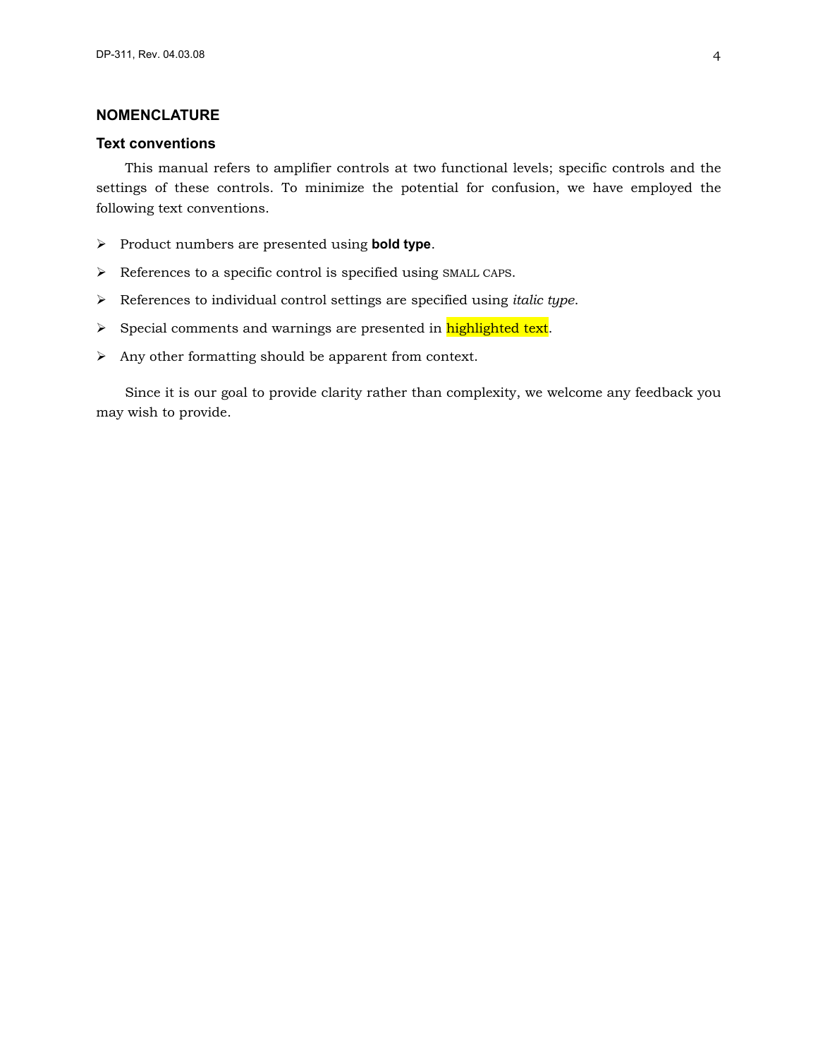## NOMENCLATURE

### Text conventions

This manual refers to amplifier controls at two functional levels; specific controls and the settings of these controls. To minimize the potential for confusion, we have employed the following text conventions.

- Product numbers are presented using **bold type**.
- References to a specific control is specified using SMALL CAPS.
- References to individual control settings are specified using *italic type*.
- Special comments and warnings are presented in highlighted text.
- Any other formatting should be apparent from context.

Since it is our goal to provide clarity rather than complexity, we welcome any feedback you may wish to provide.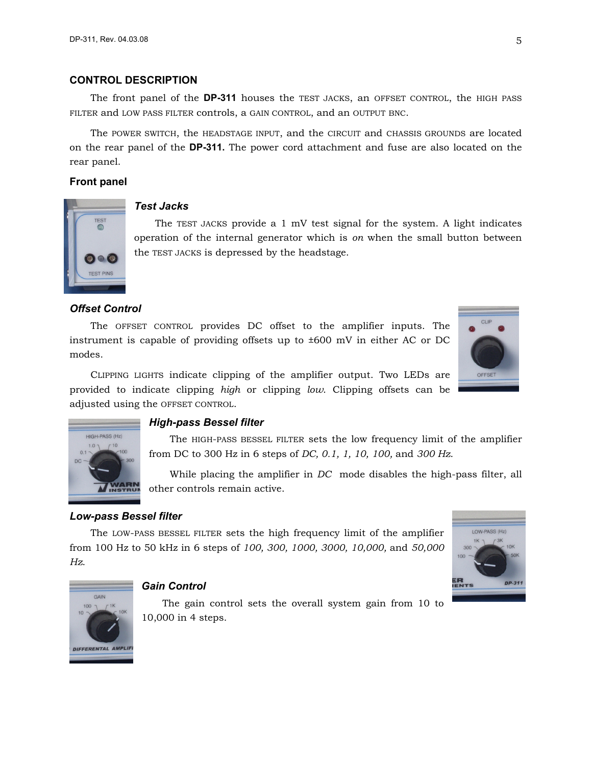## CONTROL DESCRIPTION

The front panel of the **DP-311** houses the TEST JACKS, an OFFSET CONTROL, the HIGH PASS FILTER and LOW PASS FILTER controls, a GAIN CONTROL, and an OUTPUT BNC.

The POWER SWITCH, the HEADSTAGE INPUT, and the CIRCUIT and CHASSIS GROUNDS are located on the rear panel of the **DP-311.** The power cord attachment and fuse are also located on the rear panel.

### Front panel

#### *Test Jacks*

The TEST JACKS provide a 1 mV test signal for the system. A light indicates operation of the internal generator which is *on* when the small button between the TEST JACKS is depressed by the headstage.

#### *Offset Control*

The OFFSET CONTROL provides DC offset to the amplifier inputs. The instrument is capable of providing offsets up to ±600 mV in either AC or DC modes.

CLIPPING LIGHTS indicate clipping of the amplifier output. Two LEDs are provided to indicate clipping *high* or clipping *low*. Clipping offsets can be adjusted using the OFFSET CONTROL.

#### *High-pass Bessel filter*

The HIGH-PASS BESSEL FILTER sets the low frequency limit of the amplifier from DC to 300 Hz in 6 steps of *DC, 0.1, 1, 10, 100,* and *300 Hz.*

While placing the amplifier in *DC* mode disables the high-pass filter, all other controls remain active.

#### *Low-pass Bessel filter*

The LOW-PASS BESSEL FILTER sets the high frequency limit of the amplifier from 100 Hz to 50 kHz in 6 steps of *100, 300, 1000, 3000, 10,000,* and *50,000 Hz*.

#### *Gain Control*

The gain control sets the overall system gain from 10 to 10,000 in 4 steps.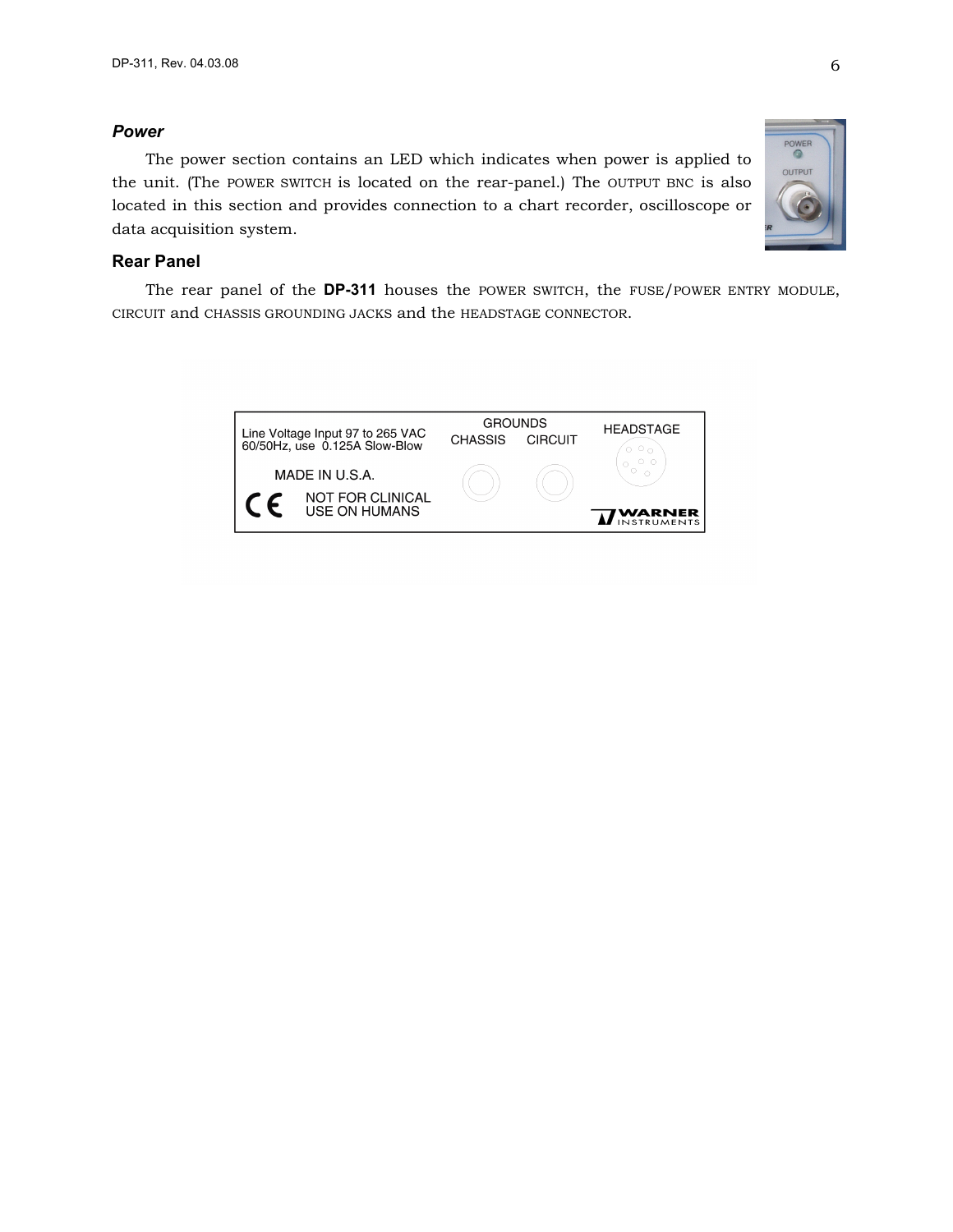### *Power*

The power section contains an LED which indicates when power is applied to the unit. (The POWER SWITCH is located on the rear-panel.) The OUTPUT BNC is also located in this section and provides connection to a chart recorder, oscilloscope or data acquisition system.

### Rear Panel

The rear panel of the **DP-311** houses the POWER SWITCH, the FUSE/POWER ENTRY MODULE, CIRCUIT and CHASSIS GROUNDING JACKS and the HEADSTAGE CONNECTOR.

Line Voltage Input 97 to 265 VAC
60/50Hz, use 0.125A Slow-Blow

MADE IN U.S.A.

CE NOT FOR CLINICAL USE ON HUMANS

GROUNDS
CHASSIS CIRCUIT

HEADSTAGE

WARNER INSTRUMENTS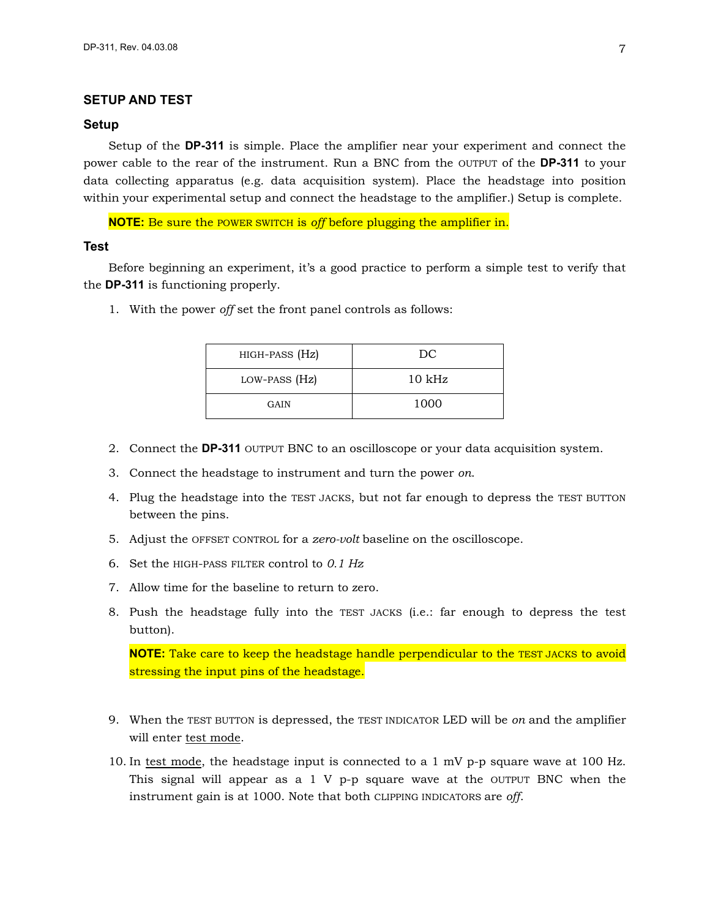## SETUP AND TEST

### Setup

Setup of the **DP-311** is simple. Place the amplifier near your experiment and connect the power cable to the rear of the instrument. Run a BNC from the OUTPUT of the **DP-311** to your data collecting apparatus (e.g. data acquisition system). Place the headstage into position within your experimental setup and connect the headstage to the amplifier.) Setup is complete.

**NOTE:** Be sure the POWER SWITCH is *off* before plugging the amplifier in.

### Test

Before beginning an experiment, it's a good practice to perform a simple test to verify that the **DP-311** is functioning properly.

1. With the power *off* set the front panel controls as follows:

| HIGH-PASS (Hz) | DC |
|---|---|
| LOW-PASS (Hz) | 10 kHz |
| GAIN | 1000 |

2. Connect the **DP-311** OUTPUT BNC to an oscilloscope or your data acquisition system.
3. Connect the headstage to instrument and turn the power *on*.
4. Plug the headstage into the TEST JACKS, but not far enough to depress the TEST BUTTON between the pins.
5. Adjust the OFFSET CONTROL for a *zero-volt* baseline on the oscilloscope.
6. Set the HIGH-PASS FILTER control to *0.1 Hz*
7. Allow time for the baseline to return to zero.
8. Push the headstage fully into the TEST JACKS (i.e.: far enough to depress the test button).

   **NOTE:** Take care to keep the headstage handle perpendicular to the TEST JACKS to avoid stressing the input pins of the headstage.

9. When the TEST BUTTON is depressed, the TEST INDICATOR LED will be *on* and the amplifier will enter test mode.
10. In test mode, the headstage input is connected to a 1 mV p-p square wave at 100 Hz. This signal will appear as a 1 V p-p square wave at the OUTPUT BNC when the instrument gain is at 1000. Note that both CLIPPING INDICATORS are *off*.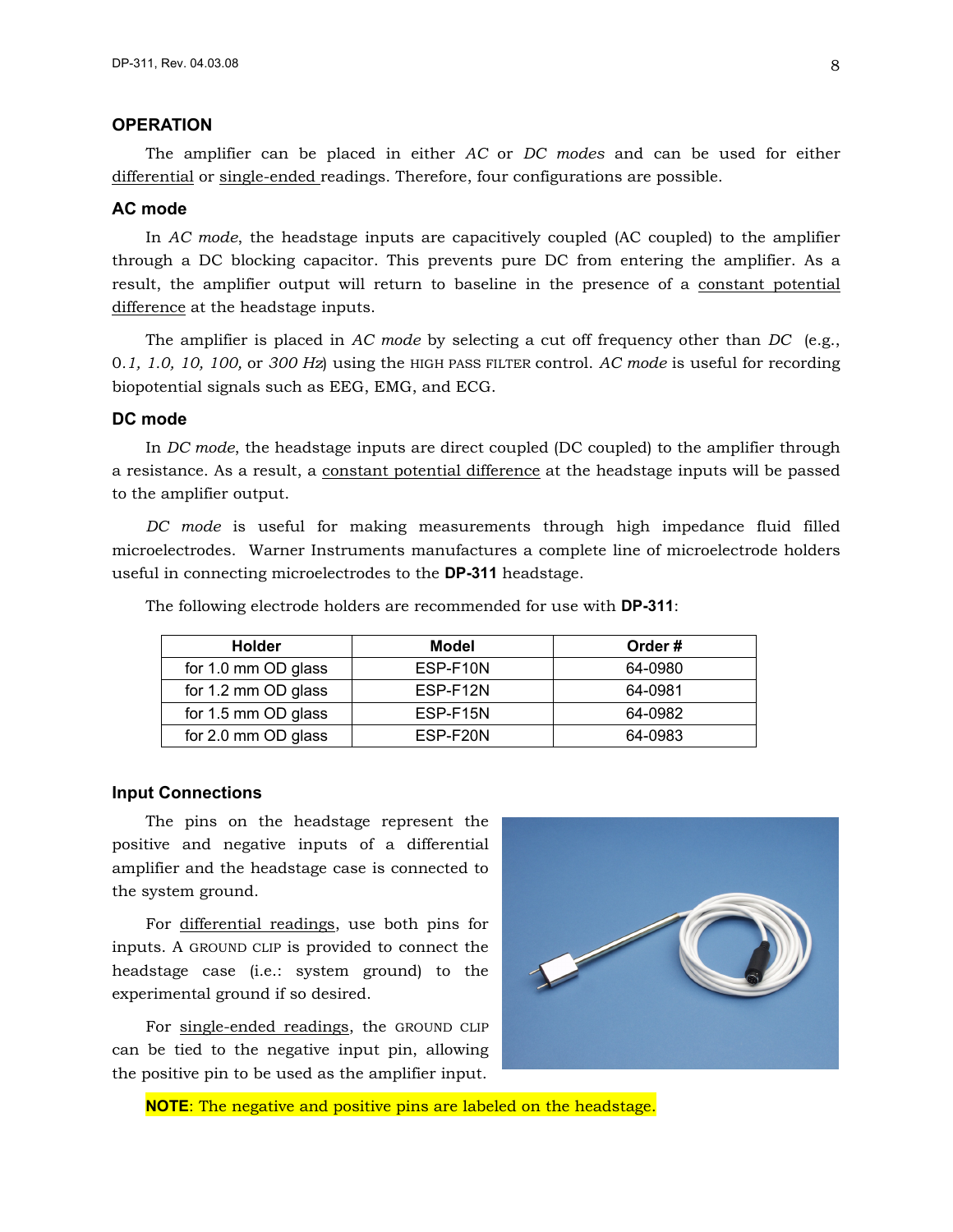## OPERATION

The amplifier can be placed in either *AC* or *DC modes* and can be used for either differential or single-ended readings. Therefore, four configurations are possible.

### AC mode

In *AC mode*, the headstage inputs are capacitively coupled (AC coupled) to the amplifier through a DC blocking capacitor. This prevents pure DC from entering the amplifier. As a result, the amplifier output will return to baseline in the presence of a constant potential difference at the headstage inputs.

The amplifier is placed in *AC mode* by selecting a cut off frequency other than *DC* (e.g., 0*.1, 1.0, 10, 100,* or *300 Hz*) using the HIGH PASS FILTER control. *AC mode* is useful for recording biopotential signals such as EEG, EMG, and ECG.

### DC mode

In *DC mode*, the headstage inputs are direct coupled (DC coupled) to the amplifier through a resistance. As a result, a constant potential difference at the headstage inputs will be passed to the amplifier output.

*DC mode* is useful for making measurements through high impedance fluid filled microelectrodes. Warner Instruments manufactures a complete line of microelectrode holders useful in connecting microelectrodes to the **DP-311** headstage.

The following electrode holders are recommended for use with **DP-311**:

| Holder | Model | Order # |
|---|---|---|
| for 1.0 mm OD glass | ESP-F10N | 64-0980 |
| for 1.2 mm OD glass | ESP-F12N | 64-0981 |
| for 1.5 mm OD glass | ESP-F15N | 64-0982 |
| for 2.0 mm OD glass | ESP-F20N | 64-0983 |

### Input Connections

The pins on the headstage represent the positive and negative inputs of a differential amplifier and the headstage case is connected to the system ground.

For differential readings, use both pins for inputs. A GROUND CLIP is provided to connect the headstage case (i.e.: system ground) to the experimental ground if so desired.

For single-ended readings, the GROUND CLIP can be tied to the negative input pin, allowing the positive pin to be used as the amplifier input.

**NOTE**: The negative and positive pins are labeled on the headstage.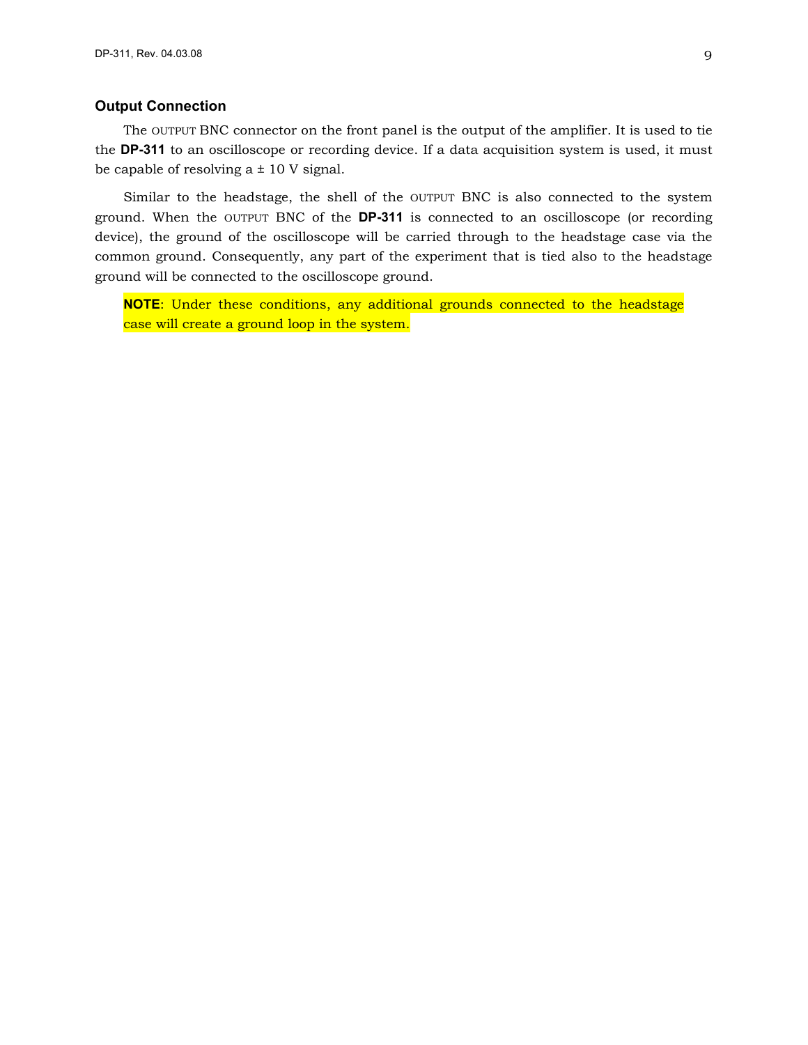### Output Connection

The OUTPUT BNC connector on the front panel is the output of the amplifier. It is used to tie the **DP-311** to an oscilloscope or recording device. If a data acquisition system is used, it must be capable of resolving a ± 10 V signal.

Similar to the headstage, the shell of the OUTPUT BNC is also connected to the system ground. When the OUTPUT BNC of the **DP-311** is connected to an oscilloscope (or recording device), the ground of the oscilloscope will be carried through to the headstage case via the common ground. Consequently, any part of the experiment that is tied also to the headstage ground will be connected to the oscilloscope ground.

> **NOTE**: Under these conditions, any additional grounds connected to the headstage case will create a ground loop in the system.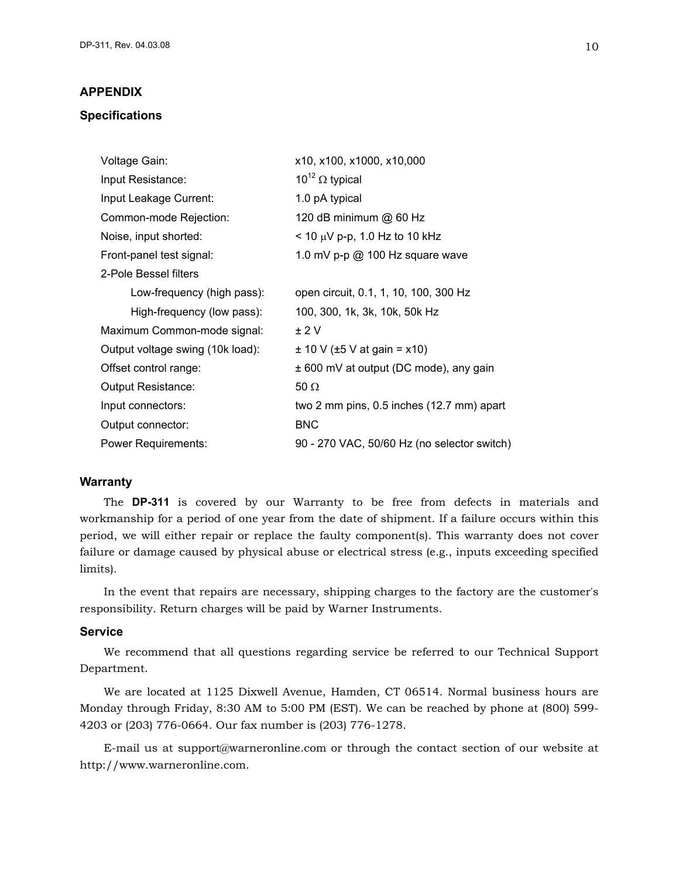# APPENDIX

## Specifications

| | |
|---|---|
| Voltage Gain: | x10, x100, x1000, x10,000 |
| Input Resistance: | $10^{12}$ Ω typical |
| Input Leakage Current: | 1.0 pA typical |
| Common-mode Rejection: | 120 dB minimum @ 60 Hz |
| Noise, input shorted: | < 10 μV p-p, 1.0 Hz to 10 kHz |
| Front-panel test signal: | 1.0 mV p-p @ 100 Hz square wave |
| 2-Pole Bessel filters | |
| Low-frequency (high pass): | open circuit, 0.1, 1, 10, 100, 300 Hz |
| High-frequency (low pass): | 100, 300, 1k, 3k, 10k, 50k Hz |
| Maximum Common-mode signal: | ± 2 V |
| Output voltage swing (10k load): | ± 10 V (±5 V at gain = x10) |
| Offset control range: | ± 600 mV at output (DC mode), any gain |
| Output Resistance: | 50 Ω |
| Input connectors: | two 2 mm pins, 0.5 inches (12.7 mm) apart |
| Output connector: | BNC |
| Power Requirements: | 90 - 270 VAC, 50/60 Hz (no selector switch) |

## Warranty

The **DP-311** is covered by our Warranty to be free from defects in materials and workmanship for a period of one year from the date of shipment. If a failure occurs within this period, we will either repair or replace the faulty component(s). This warranty does not cover failure or damage caused by physical abuse or electrical stress (e.g., inputs exceeding specified limits).

In the event that repairs are necessary, shipping charges to the factory are the customer's responsibility. Return charges will be paid by Warner Instruments.

## Service

We recommend that all questions regarding service be referred to our Technical Support Department.

We are located at 1125 Dixwell Avenue, Hamden, CT 06514. Normal business hours are Monday through Friday, 8:30 AM to 5:00 PM (EST). We can be reached by phone at (800) 599-4203 or (203) 776-0664. Our fax number is (203) 776-1278.

E-mail us at support@warneronline.com or through the contact section of our website at http://www.warneronline.com.